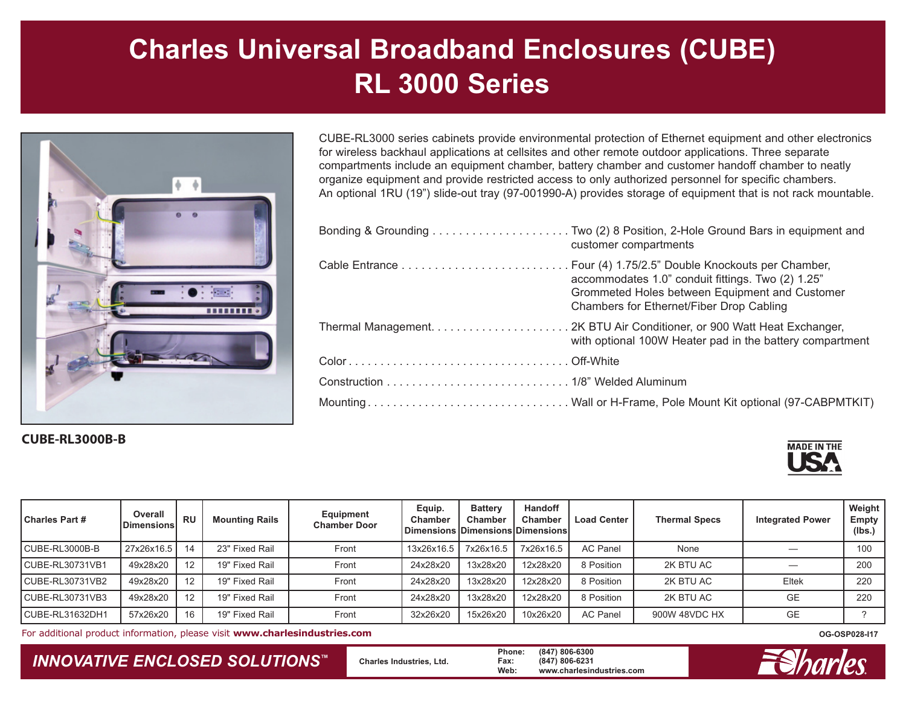# Charles Universal Broadband Enclosures (CUBE) RL 3000 Series

**CUBE-RL3000B-B**

CUBE-RL3000 series cabinets provide environmental protection of Ethernet equipment and other electronics for wireless backhaul applications at cellsites and other remote outdoor applications. Three separate compartments include an equipment chamber, battery chamber and customer handoff chamber to neatly organize equipment and provide restricted access to only authorized personnel for specific chambers. An optional 1RU (19") slide-out tray (97-001990-A) provides storage of equipment that is not rack mountable.

- Bonding & Grounding ..................... Two (2) 8 Position, 2-Hole Ground Bars in equipment and customer compartments
- Cable Entrance .......................... Four (4) 1.75/2.5" Double Knockouts per Chamber, accommodates 1.0" conduit fittings. Two (2) 1.25" Grommeted Holes between Equipment and Customer Chambers for Ethernet/Fiber Drop Cabling
- Thermal Management...................... 2K BTU Air Conditioner, or 900 Watt Heat Exchanger, with optional 100W Heater pad in the battery compartment
- Color ................................... Off-White
- Construction ............................ 1/8" Welded Aluminum
- Mounting ................................ Wall or H-Frame, Pole Mount Kit optional (97-CABPMTKIT)

MADE IN THE USA

| Charles Part # | Overall Dimensions | RU | Mounting Rails | Equipment Chamber Door | Equip. Chamber Dimensions | Battery Chamber Dimensions | Handoff Chamber Dimensions | Load Center | Thermal Specs | Integrated Power | Weight Empty (lbs.) |
|---|---|---|---|---|---|---|---|---|---|---|---|
| CUBE-RL3000B-B | 27x26x16.5 | 14 | 23" Fixed Rail | Front | 13x26x16.5 | 7x26x16.5 | 7x26x16.5 | AC Panel | None | — | 100 |
| CUBE-RL30731VB1 | 49x28x20 | 12 | 19" Fixed Rail | Front | 24x28x20 | 13x28x20 | 12x28x20 | 8 Position | 2K BTU AC | — | 200 |
| CUBE-RL30731VB2 | 49x28x20 | 12 | 19" Fixed Rail | Front | 24x28x20 | 13x28x20 | 12x28x20 | 8 Position | 2K BTU AC | Eltek | 220 |
| CUBE-RL30731VB3 | 49x28x20 | 12 | 19" Fixed Rail | Front | 24x28x20 | 13x28x20 | 12x28x20 | 8 Position | 2K BTU AC | GE | 220 |
| CUBE-RL31632DH1 | 57x26x20 | 16 | 19" Fixed Rail | Front | 32x26x20 | 15x26x20 | 10x26x20 | AC Panel | 900W 48VDC HX | GE | ? |

For additional product information, please visit **www.charlesindustries.com**

OG-OSP028-I17

*INNOVATIVE ENCLOSED SOLUTIONS™*

Charles Industries, Ltd.
Phone: (847) 806-6300
Fax: (847) 806-6231
Web: www.charlesindustries.com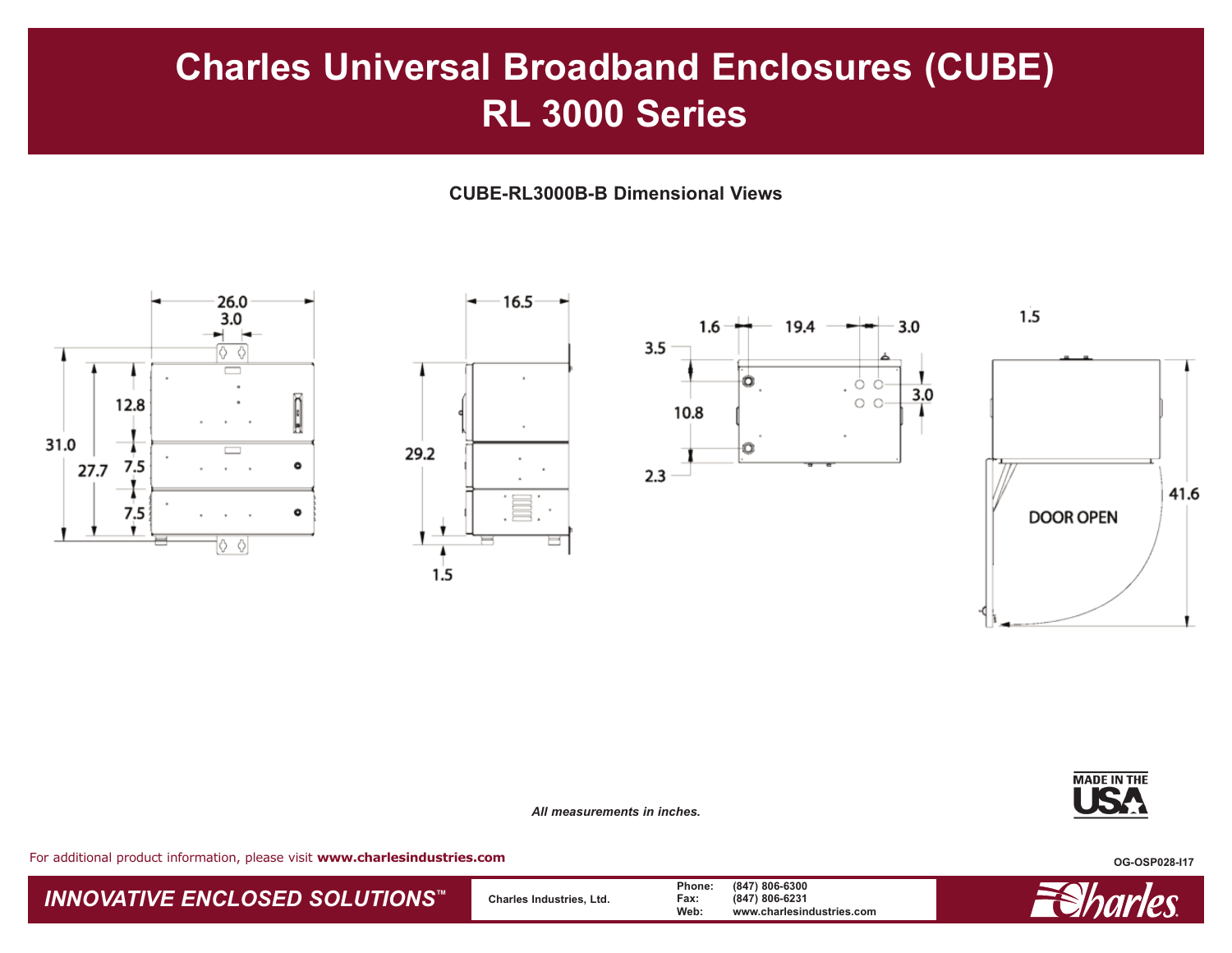# Charles Universal Broadband Enclosures (CUBE)
# RL 3000 Series

**CUBE-RL3000B-B Dimensional Views**

26.0
3.0
12.8
31.0
27.7
7.5
7.5

16.5
29.2
1.5

1.6
19.4
3.0
3.5
10.8
3.0
2.3

1.5
DOOR OPEN
41.6

*All measurements in inches.*

MADE IN THE USA

For additional product information, please visit **www.charlesindustries.com**

OG-OSP028-I17

*INNOVATIVE ENCLOSED SOLUTIONS*™

Charles Industries, Ltd.

Phone: (847) 806-6300
Fax: (847) 806-6231
Web: www.charlesindustries.com

Charles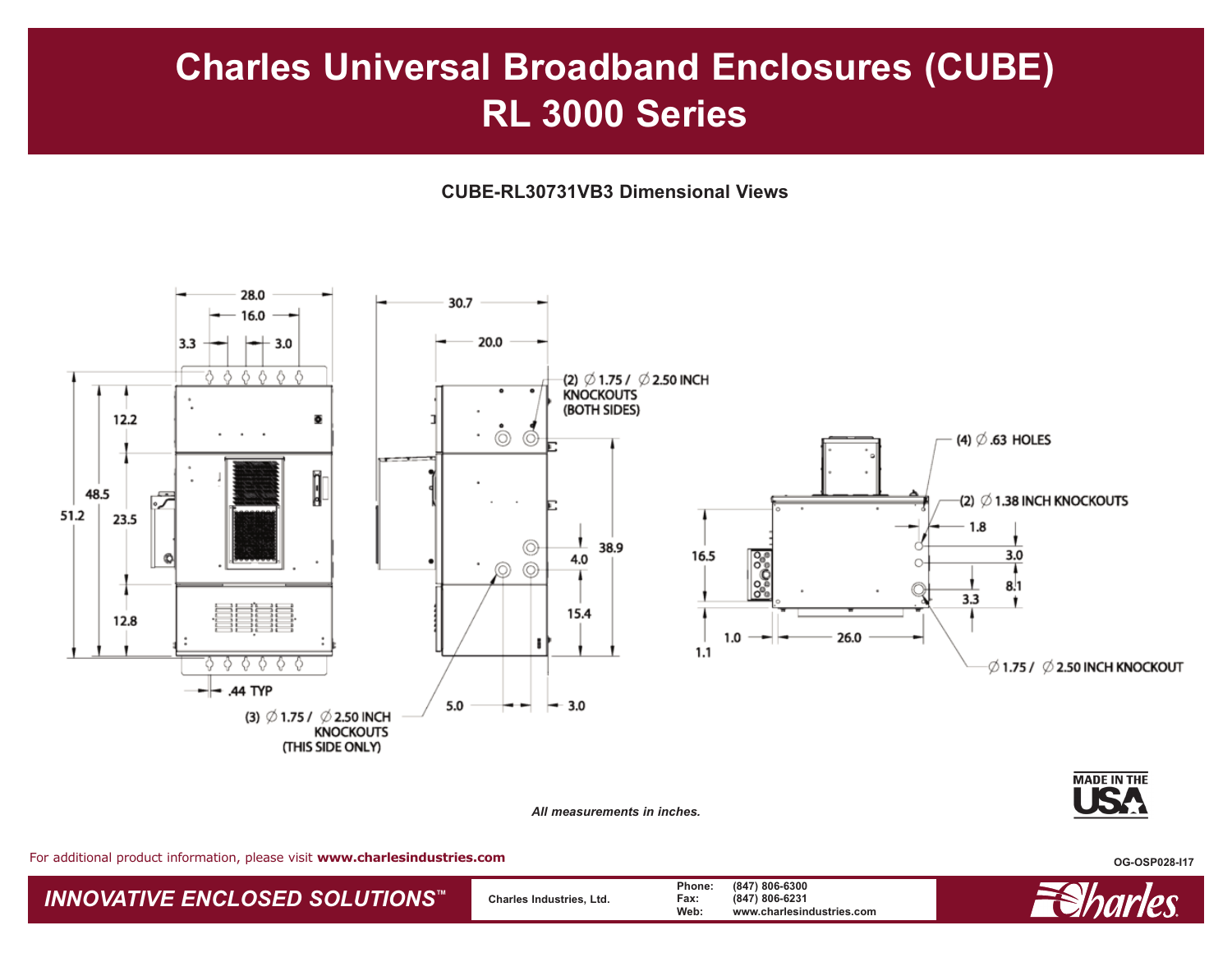# Charles Universal Broadband Enclosures (CUBE)
# RL 3000 Series

**CUBE-RL30731VB3 Dimensional Views**

28.0
16.0
3.3
3.0
12.2
48.5
51.2
23.5
12.8
.44 TYP
(3) ∅ 1.75 / ∅ 2.50 INCH KNOCKOUTS (THIS SIDE ONLY)

30.7
20.0
(2) ∅ 1.75 / ∅ 2.50 INCH KNOCKOUTS (BOTH SIDES)
38.9
4.0
15.4
5.0
3.0

(4) ∅ .63 HOLES
(2) ∅ 1.38 INCH KNOCKOUTS
1.8
3.0
8.1
3.3
16.5
1.1
1.0
26.0
∅ 1.75 / ∅ 2.50 INCH KNOCKOUT

*All measurements in inches.*

MADE IN THE USA

For additional product information, please visit **www.charlesindustries.com**

OG-OSP028-I17

*INNOVATIVE ENCLOSED SOLUTIONS*™

Charles Industries, Ltd.

| | |
|---|---|
| Phone: | (847) 806-6300 |
| Fax: | (847) 806-6231 |
| Web: | www.charlesindustries.com |

Charles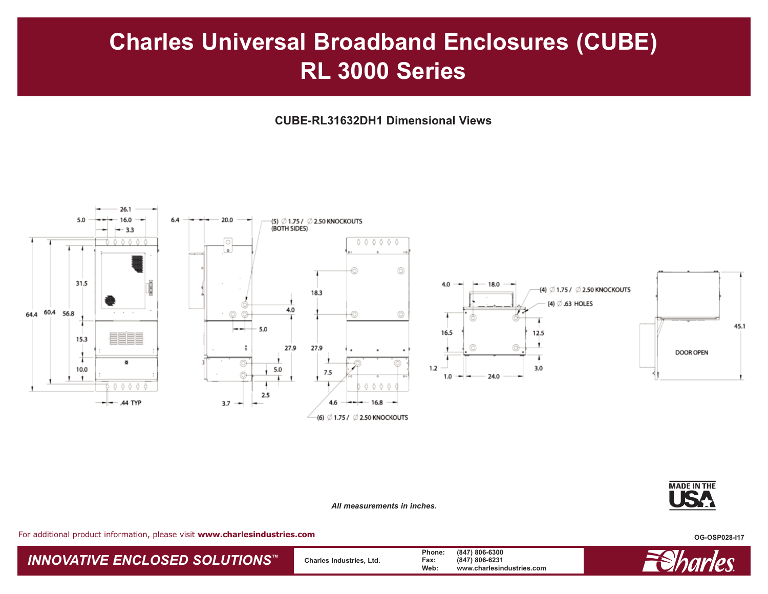# Charles Universal Broadband Enclosures (CUBE)
# RL 3000 Series

**CUBE-RL31632DH1 Dimensional Views**

26.1
5.0
16.0
3.3
6.4
20.0
(5) ∅ 1.75 / ∅ 2.50 KNOCKOUTS
(BOTH SIDES)
31.5
64.4
60.4
56.8
15.3
10.0
.44 TYP
4.0
5.0
27.9
5.0
2.5
3.7
18.3
27.9
7.5
4.6
16.8
(6) ∅ 1.75 / ∅ 2.50 KNOCKOUTS
4.0
18.0
(4) ∅ 1.75 / ∅ 2.50 KNOCKOUTS
(4) ∅ .63 HOLES
16.5
12.5
1.2
1.0
24.0
3.0
45.1
DOOR OPEN

*All measurements in inches.*

MADE IN THE USA

For additional product information, please visit **www.charlesindustries.com**

OG-OSP028-I17

*INNOVATIVE ENCLOSED SOLUTIONS*™

Charles Industries, Ltd.

Phone: (847) 806-6300
Fax: (847) 806-6231
Web: www.charlesindustries.com

Charles